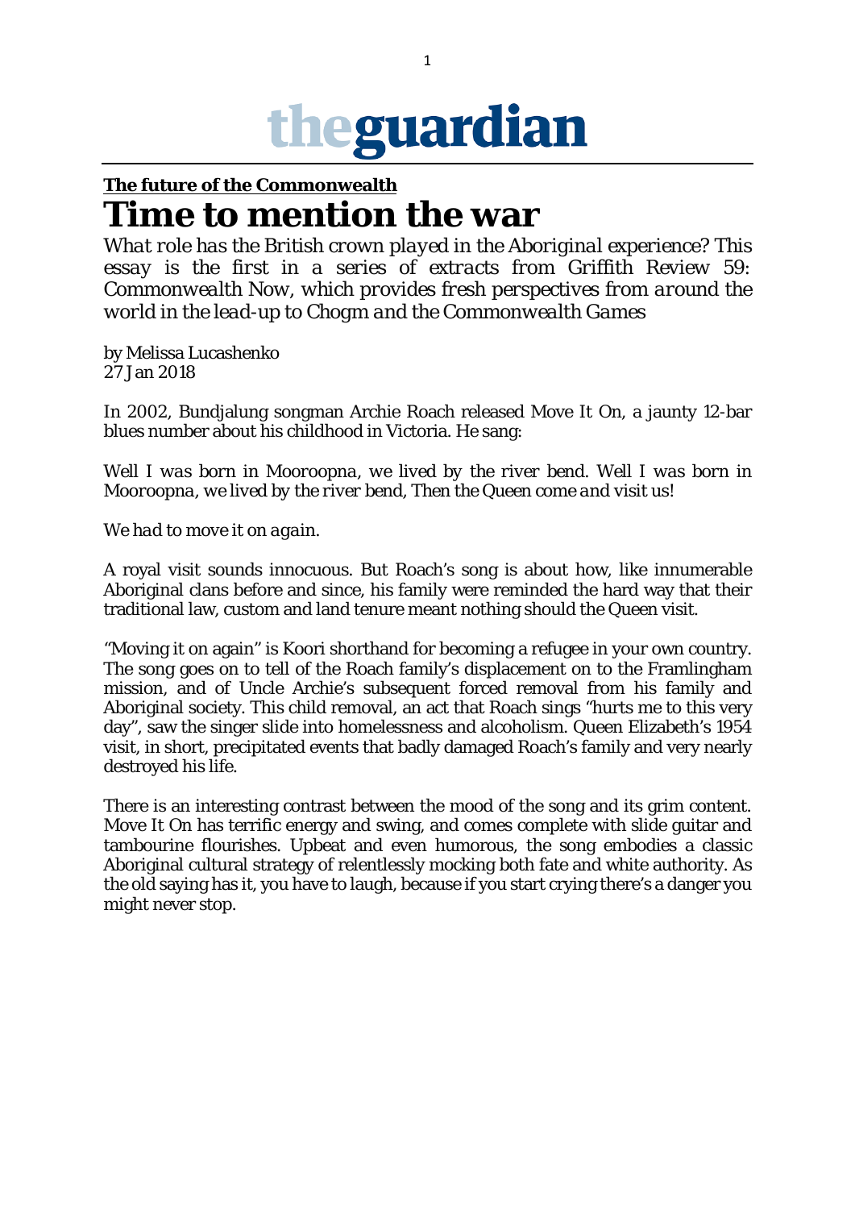# theguardian

**The future of the Commonwealth**

# Time to mention the war

*What role has the British crown played in the Aboriginal experience? This essay is the first in a series of extracts from Griffith Review 59: Commonwealth Now, which provides fresh perspectives from around the world in the lead-up to Chogm and the Commonwealth Games*

by Melissa Lucashenko
27 Jan 2018

In 2002, Bundjalung songman Archie Roach released Move It On, a jaunty 12-bar blues number about his childhood in Victoria. He sang:

*Well I was born in Mooroopna, we lived by the river bend. Well I was born in Mooroopna, we lived by the river bend, Then the Queen come and visit us!*

*We had to move it on again.*

A royal visit sounds innocuous. But Roach's song is about how, like innumerable Aboriginal clans before and since, his family were reminded the hard way that their traditional law, custom and land tenure meant nothing should the Queen visit.

"Moving it on again" is Koori shorthand for becoming a refugee in your own country. The song goes on to tell of the Roach family's displacement on to the Framlingham mission, and of Uncle Archie's subsequent forced removal from his family and Aboriginal society. This child removal, an act that Roach sings "hurts me to this very day", saw the singer slide into homelessness and alcoholism. Queen Elizabeth's 1954 visit, in short, precipitated events that badly damaged Roach's family and very nearly destroyed his life.

There is an interesting contrast between the mood of the song and its grim content. Move It On has terrific energy and swing, and comes complete with slide guitar and tambourine flourishes. Upbeat and even humorous, the song embodies a classic Aboriginal cultural strategy of relentlessly mocking both fate and white authority. As the old saying has it, you have to laugh, because if you start crying there's a danger you might never stop.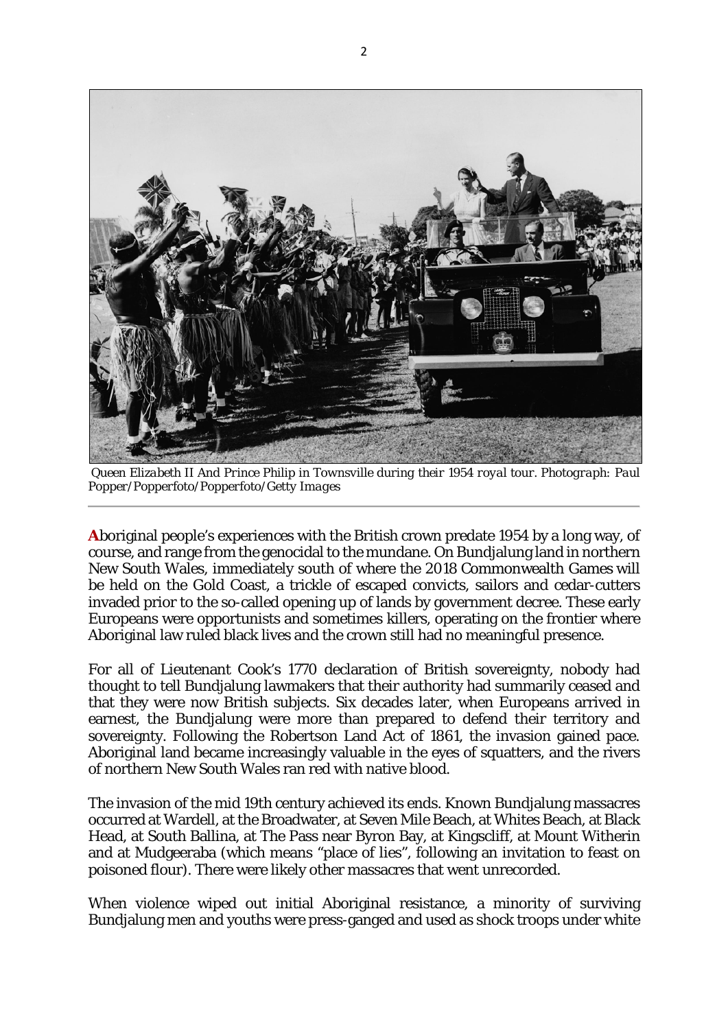*Queen Elizabeth II And Prince Philip in Townsville during their 1954 royal tour. Photograph: Paul Popper/Popperfoto/Popperfoto/Getty Images*

---

Aboriginal people's experiences with the British crown predate 1954 by a long way, of course, and range from the genocidal to the mundane. On Bundjalung land in northern New South Wales, immediately south of where the 2018 Commonwealth Games will be held on the Gold Coast, a trickle of escaped convicts, sailors and cedar-cutters invaded prior to the so-called opening up of lands by government decree. These early Europeans were opportunists and sometimes killers, operating on the frontier where Aboriginal law ruled black lives and the crown still had no meaningful presence.

For all of Lieutenant Cook's 1770 declaration of British sovereignty, nobody had thought to tell Bundjalung lawmakers that their authority had summarily ceased and that they were now British subjects. Six decades later, when Europeans arrived in earnest, the Bundjalung were more than prepared to defend their territory and sovereignty. Following the Robertson Land Act of 1861, the invasion gained pace. Aboriginal land became increasingly valuable in the eyes of squatters, and the rivers of northern New South Wales ran red with native blood.

The invasion of the mid 19th century achieved its ends. Known Bundjalung massacres occurred at Wardell, at the Broadwater, at Seven Mile Beach, at Whites Beach, at Black Head, at South Ballina, at The Pass near Byron Bay, at Kingscliff, at Mount Witherin and at Mudgeeraba (which means "place of lies", following an invitation to feast on poisoned flour). There were likely other massacres that went unrecorded.

When violence wiped out initial Aboriginal resistance, a minority of surviving Bundjalung men and youths were press-ganged and used as shock troops under white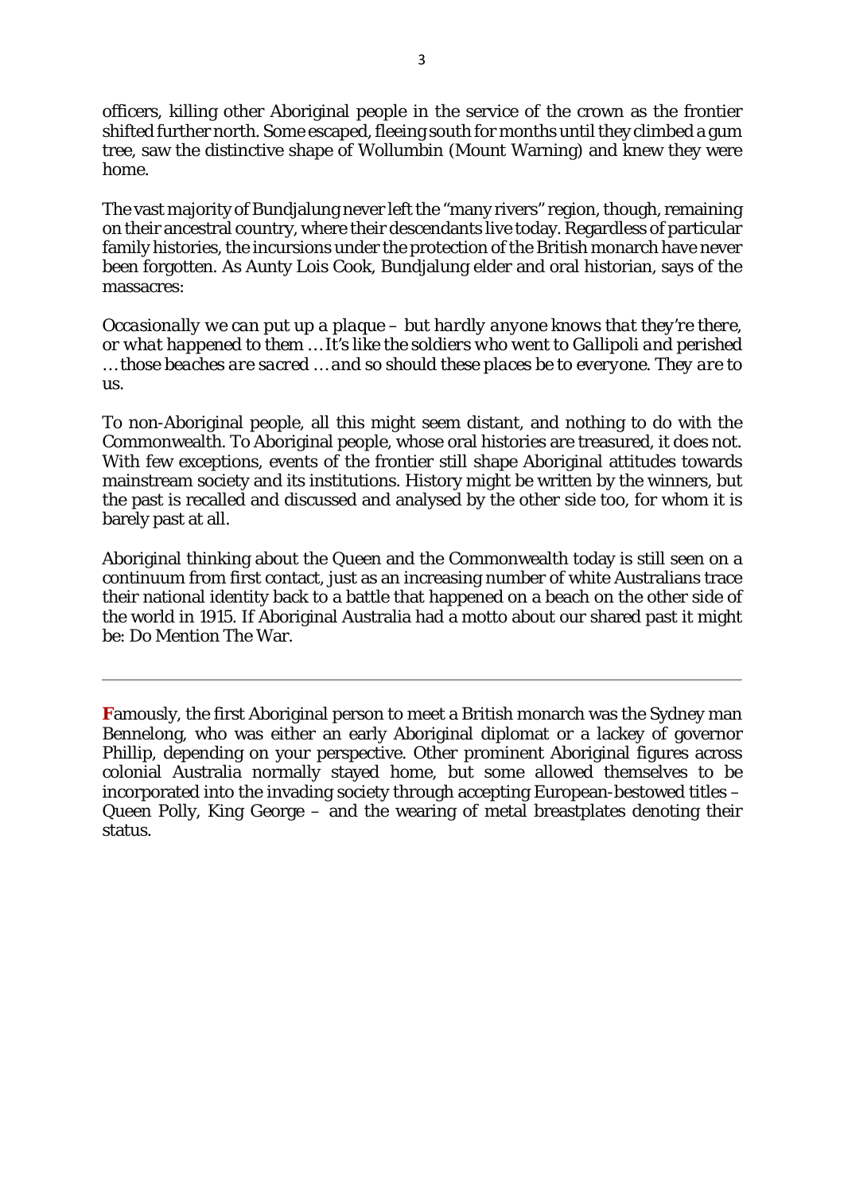officers, killing other Aboriginal people in the service of the crown as the frontier shifted further north. Some escaped, fleeing south for months until they climbed a gum tree, saw the distinctive shape of Wollumbin (Mount Warning) and knew they were home.

The vast majority of Bundjalung never left the "many rivers" region, though, remaining on their ancestral country, where their descendants live today. Regardless of particular family histories, the incursions under the protection of the British monarch have never been forgotten. As Aunty Lois Cook, Bundjalung elder and oral historian, says of the massacres:

*Occasionally we can put up a plaque – but hardly anyone knows that they're there, or what happened to them … It's like the soldiers who went to Gallipoli and perished … those beaches are sacred … and so should these places be to everyone. They are to us.*

To non-Aboriginal people, all this might seem distant, and nothing to do with the Commonwealth. To Aboriginal people, whose oral histories are treasured, it does not. With few exceptions, events of the frontier still shape Aboriginal attitudes towards mainstream society and its institutions. History might be written by the winners, but the past is recalled and discussed and analysed by the other side too, for whom it is barely past at all.

Aboriginal thinking about the Queen and the Commonwealth today is still seen on a continuum from first contact, just as an increasing number of white Australians trace their national identity back to a battle that happened on a beach on the other side of the world in 1915. If Aboriginal Australia had a motto about our shared past it might be: Do Mention The War.

---

Famously, the first Aboriginal person to meet a British monarch was the Sydney man Bennelong, who was either an early Aboriginal diplomat or a lackey of governor Phillip, depending on your perspective. Other prominent Aboriginal figures across colonial Australia normally stayed home, but some allowed themselves to be incorporated into the invading society through accepting European-bestowed titles – Queen Polly, King George – and the wearing of metal breastplates denoting their status.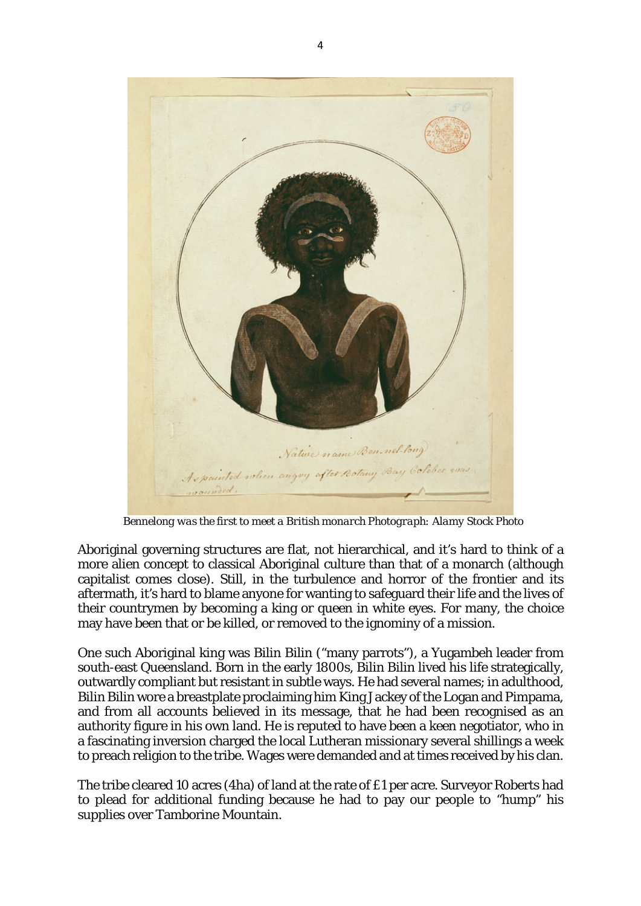*Bennelong was the first to meet a British monarch Photograph: Alamy Stock Photo*

Aboriginal governing structures are flat, not hierarchical, and it's hard to think of a more alien concept to classical Aboriginal culture than that of a monarch (although capitalist comes close). Still, in the turbulence and horror of the frontier and its aftermath, it's hard to blame anyone for wanting to safeguard their life and the lives of their countrymen by becoming a king or queen in white eyes. For many, the choice may have been that or be killed, or removed to the ignominy of a mission.

One such Aboriginal king was Bilin Bilin ("many parrots"), a Yugambeh leader from south-east Queensland. Born in the early 1800s, Bilin Bilin lived his life strategically, outwardly compliant but resistant in subtle ways. He had several names; in adulthood, Bilin Bilin wore a breastplate proclaiming him King Jackey of the Logan and Pimpama, and from all accounts believed in its message, that he had been recognised as an authority figure in his own land. He is reputed to have been a keen negotiator, who in a fascinating inversion charged the local Lutheran missionary several shillings a week to preach religion to the tribe. Wages were demanded and at times received by his clan.

The tribe cleared 10 acres (4ha) of land at the rate of £1 per acre. Surveyor Roberts had to plead for additional funding because he had to pay our people to "hump" his supplies over Tamborine Mountain.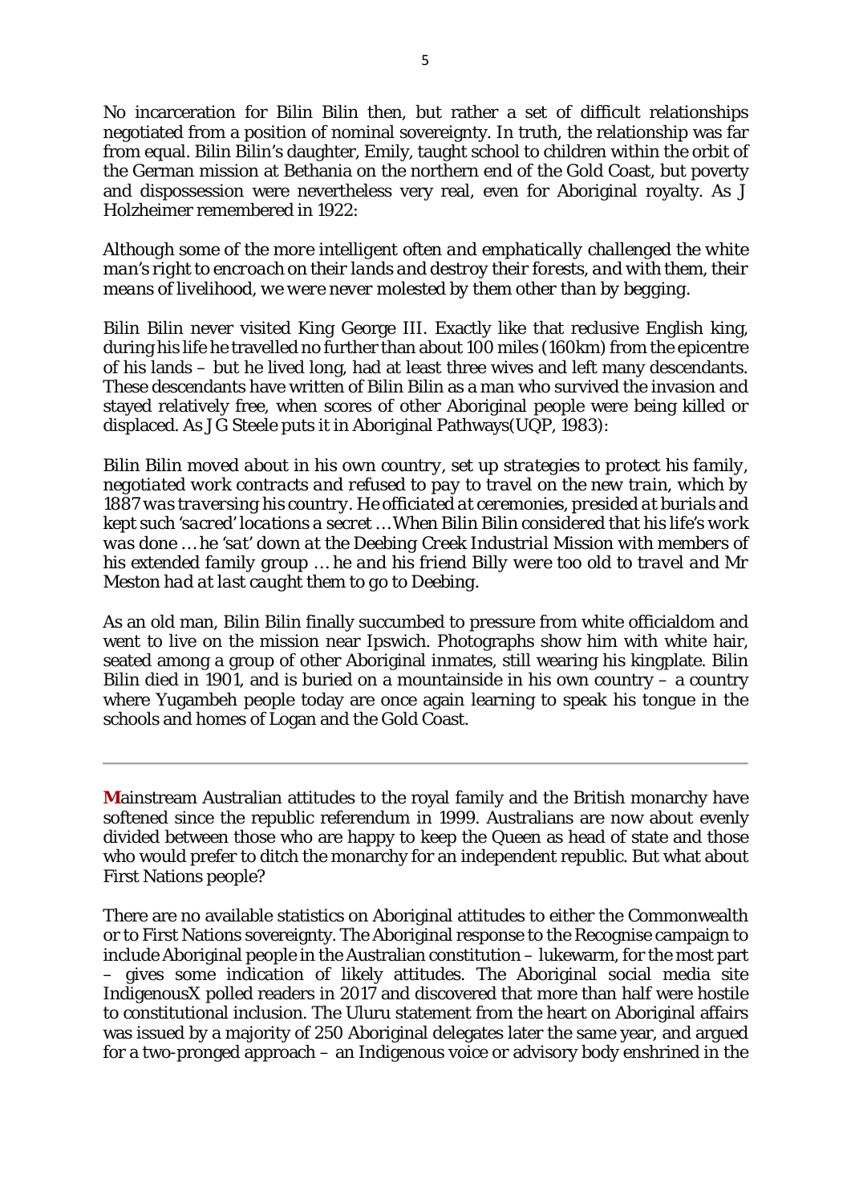No incarceration for Bilin Bilin then, but rather a set of difficult relationships negotiated from a position of nominal sovereignty. In truth, the relationship was far from equal. Bilin Bilin's daughter, Emily, taught school to children within the orbit of the German mission at Bethania on the northern end of the Gold Coast, but poverty and dispossession were nevertheless very real, even for Aboriginal royalty. As J Holzheimer remembered in 1922:

*Although some of the more intelligent often and emphatically challenged the white man's right to encroach on their lands and destroy their forests, and with them, their means of livelihood, we were never molested by them other than by begging.*

Bilin Bilin never visited King George III. Exactly like that reclusive English king, during his life he travelled no further than about 100 miles (160km) from the epicentre of his lands – but he lived long, had at least three wives and left many descendants. These descendants have written of Bilin Bilin as a man who survived the invasion and stayed relatively free, when scores of other Aboriginal people were being killed or displaced. As J G Steele puts it in Aboriginal Pathways(UQP, 1983):

*Bilin Bilin moved about in his own country, set up strategies to protect his family, negotiated work contracts and refused to pay to travel on the new train, which by 1887 was traversing his country. He officiated at ceremonies, presided at burials and kept such 'sacred' locations a secret … When Bilin Bilin considered that his life's work was done … he 'sat' down at the Deebing Creek Industrial Mission with members of his extended family group … he and his friend Billy were too old to travel and Mr Meston had at last caught them to go to Deebing.*

As an old man, Bilin Bilin finally succumbed to pressure from white officialdom and went to live on the mission near Ipswich. Photographs show him with white hair, seated among a group of other Aboriginal inmates, still wearing his kingplate. Bilin Bilin died in 1901, and is buried on a mountainside in his own country – a country where Yugambeh people today are once again learning to speak his tongue in the schools and homes of Logan and the Gold Coast.

---

**M**ainstream Australian attitudes to the royal family and the British monarchy have softened since the republic referendum in 1999. Australians are now about evenly divided between those who are happy to keep the Queen as head of state and those who would prefer to ditch the monarchy for an independent republic. But what about First Nations people?

There are no available statistics on Aboriginal attitudes to either the Commonwealth or to First Nations sovereignty. The Aboriginal response to the Recognise campaign to include Aboriginal people in the Australian constitution – lukewarm, for the most part – gives some indication of likely attitudes. The Aboriginal social media site IndigenousX polled readers in 2017 and discovered that more than half were hostile to constitutional inclusion. The Uluru statement from the heart on Aboriginal affairs was issued by a majority of 250 Aboriginal delegates later the same year, and argued for a two-pronged approach – an Indigenous voice or advisory body enshrined in the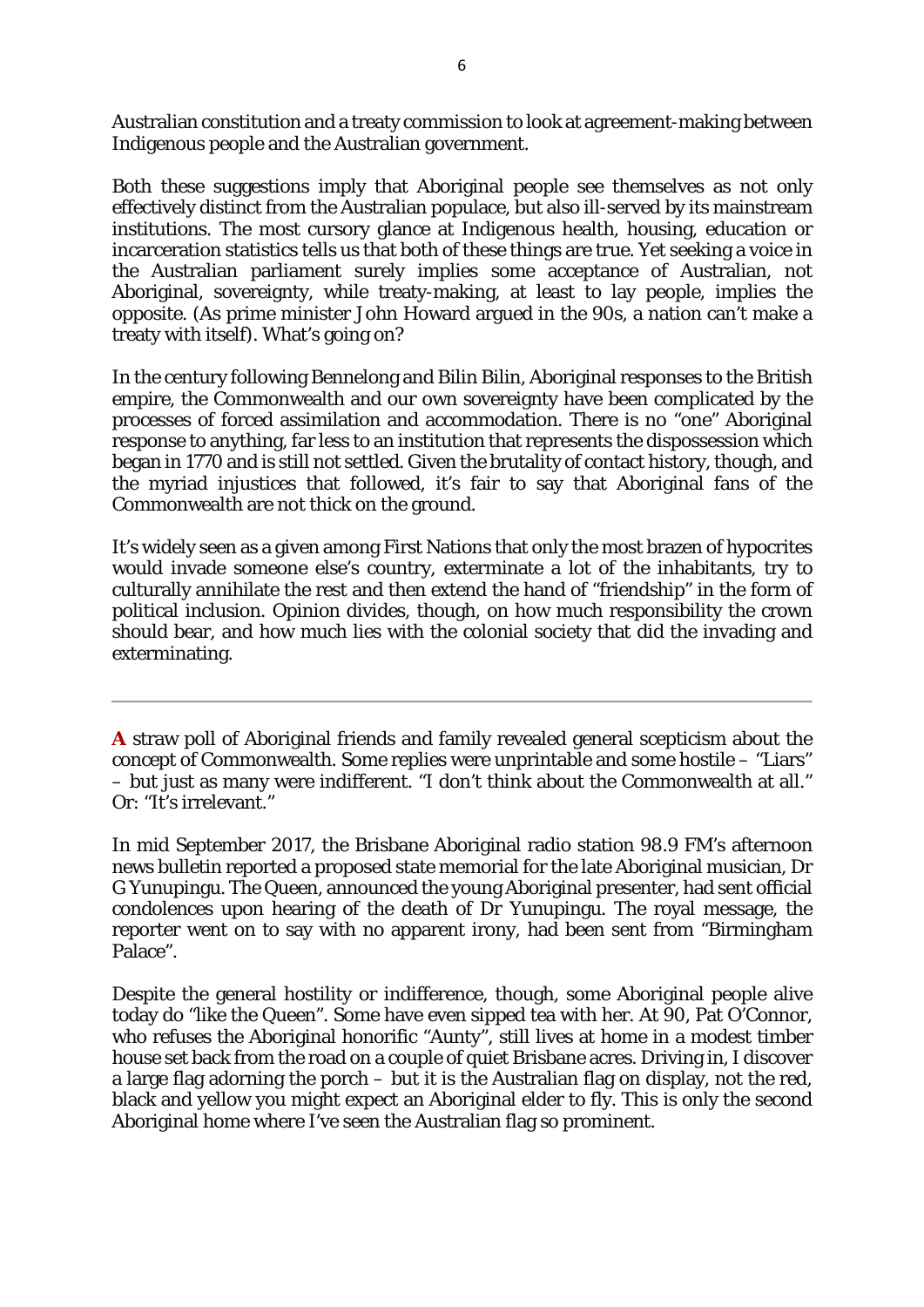Australian constitution and a treaty commission to look at agreement-making between Indigenous people and the Australian government.

Both these suggestions imply that Aboriginal people see themselves as not only effectively distinct from the Australian populace, but also ill-served by its mainstream institutions. The most cursory glance at Indigenous health, housing, education or incarceration statistics tells us that both of these things are true. Yet seeking a voice in the Australian parliament surely implies some acceptance of Australian, not Aboriginal, sovereignty, while treaty-making, at least to lay people, implies the opposite. (As prime minister John Howard argued in the 90s, a nation can't make a treaty with itself). What's going on?

In the century following Bennelong and Bilin Bilin, Aboriginal responses to the British empire, the Commonwealth and our own sovereignty have been complicated by the processes of forced assimilation and accommodation. There is no "one" Aboriginal response to anything, far less to an institution that represents the dispossession which began in 1770 and is still not settled. Given the brutality of contact history, though, and the myriad injustices that followed, it's fair to say that Aboriginal fans of the Commonwealth are not thick on the ground.

It's widely seen as a given among First Nations that only the most brazen of hypocrites would invade someone else's country, exterminate a lot of the inhabitants, try to culturally annihilate the rest and then extend the hand of "friendship" in the form of political inclusion. Opinion divides, though, on how much responsibility the crown should bear, and how much lies with the colonial society that did the invading and exterminating.

---

**A** straw poll of Aboriginal friends and family revealed general scepticism about the concept of Commonwealth. Some replies were unprintable and some hostile – "Liars" – but just as many were indifferent. "I don't think about the Commonwealth at all." Or: "It's irrelevant."

In mid September 2017, the Brisbane Aboriginal radio station 98.9 FM's afternoon news bulletin reported a proposed state memorial for the late Aboriginal musician, Dr G Yunupingu. The Queen, announced the young Aboriginal presenter, had sent official condolences upon hearing of the death of Dr Yunupingu. The royal message, the reporter went on to say with no apparent irony, had been sent from "Birmingham Palace".

Despite the general hostility or indifference, though, some Aboriginal people alive today do "like the Queen". Some have even sipped tea with her. At 90, Pat O'Connor, who refuses the Aboriginal honorific "Aunty", still lives at home in a modest timber house set back from the road on a couple of quiet Brisbane acres. Driving in, I discover a large flag adorning the porch – but it is the Australian flag on display, not the red, black and yellow you might expect an Aboriginal elder to fly. This is only the second Aboriginal home where I've seen the Australian flag so prominent.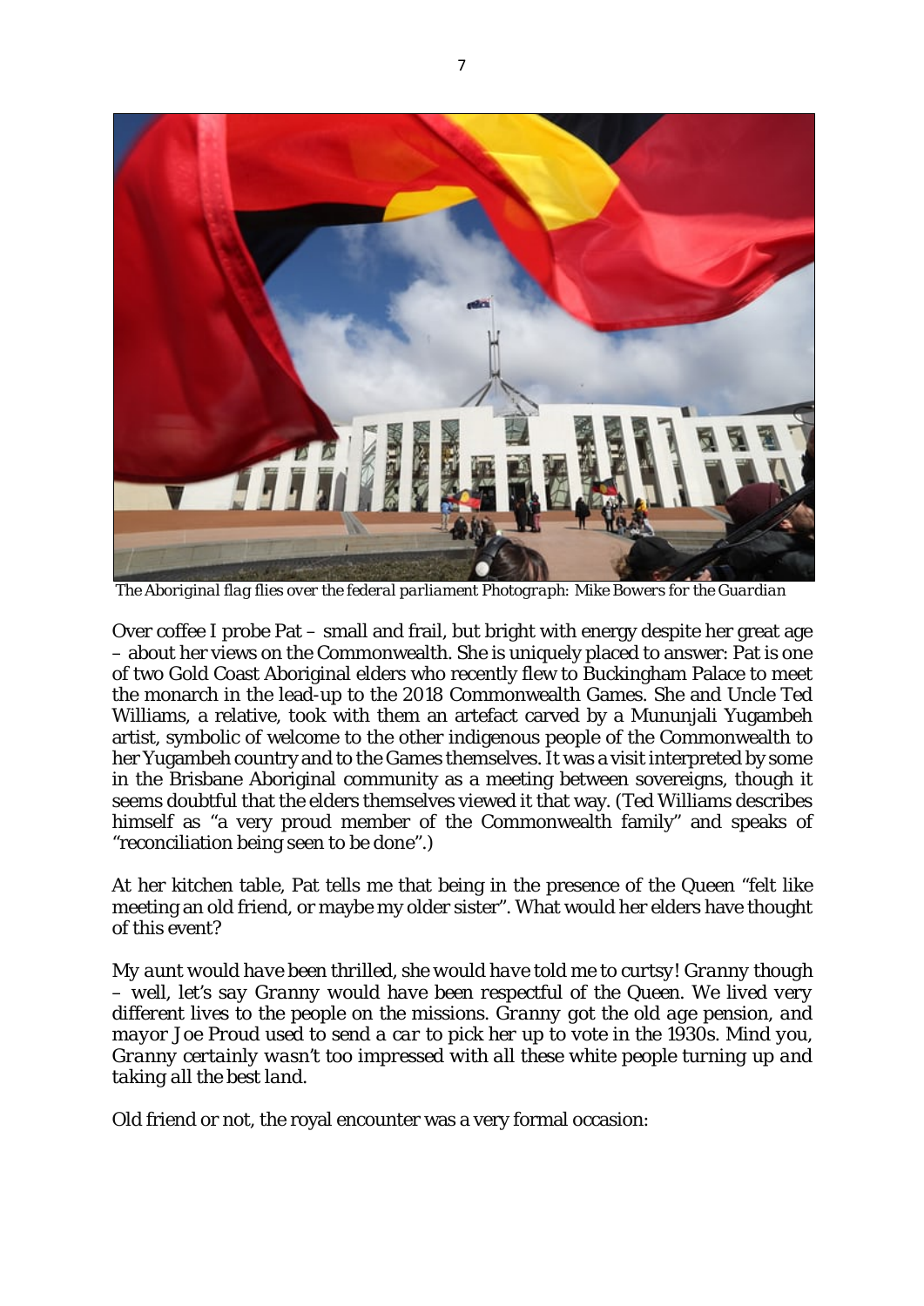*The Aboriginal flag flies over the federal parliament Photograph: Mike Bowers for the Guardian*

Over coffee I probe Pat – small and frail, but bright with energy despite her great age – about her views on the Commonwealth. She is uniquely placed to answer: Pat is one of two Gold Coast Aboriginal elders who recently flew to Buckingham Palace to meet the monarch in the lead-up to the 2018 Commonwealth Games. She and Uncle Ted Williams, a relative, took with them an artefact carved by a Mununjali Yugambeh artist, symbolic of welcome to the other indigenous people of the Commonwealth to her Yugambeh country and to the Games themselves. It was a visit interpreted by some in the Brisbane Aboriginal community as a meeting between sovereigns, though it seems doubtful that the elders themselves viewed it that way. (Ted Williams describes himself as "a very proud member of the Commonwealth family" and speaks of "reconciliation being seen to be done".)

At her kitchen table, Pat tells me that being in the presence of the Queen "felt like meeting an old friend, or maybe my older sister". What would her elders have thought of this event?

*My aunt would have been thrilled, she would have told me to curtsy! Granny though – well, let's say Granny would have been respectful of the Queen. We lived very different lives to the people on the missions. Granny got the old age pension, and mayor Joe Proud used to send a car to pick her up to vote in the 1930s. Mind you, Granny certainly wasn't too impressed with all these white people turning up and taking all the best land.*

Old friend or not, the royal encounter was a very formal occasion: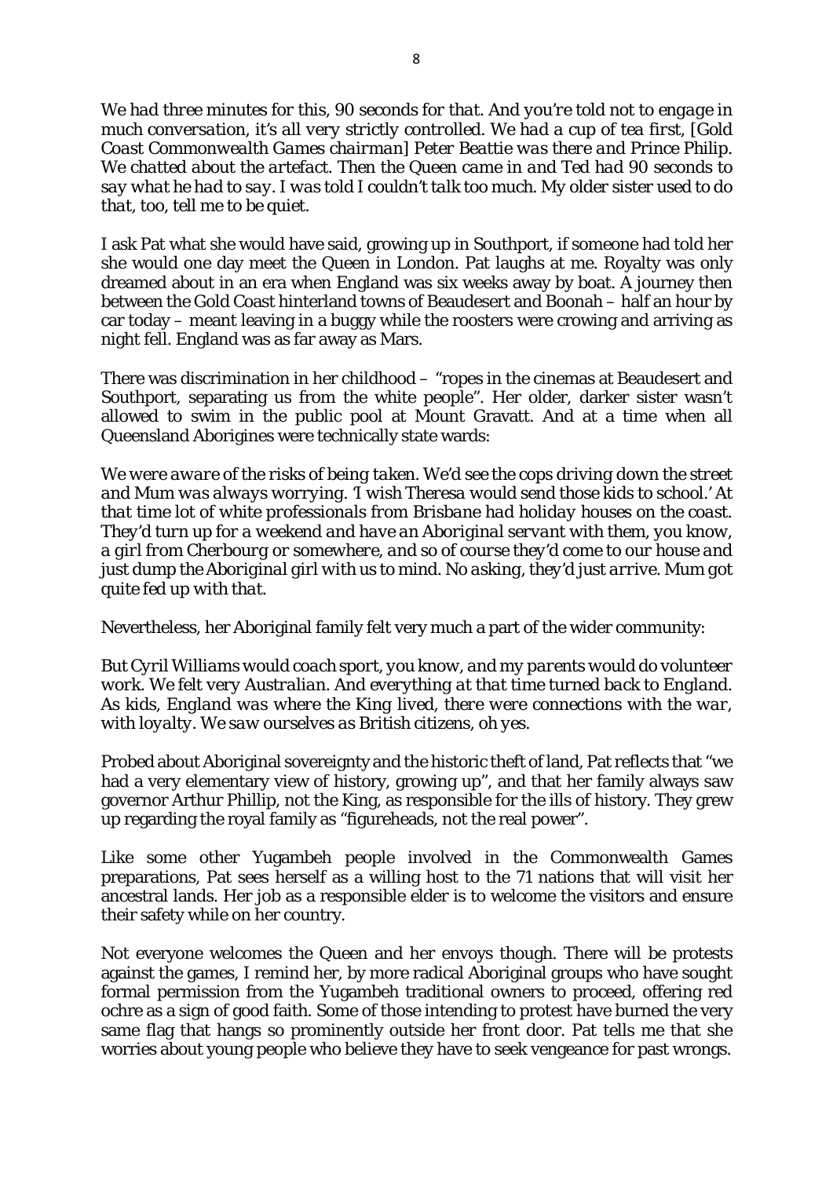*We had three minutes for this, 90 seconds for that. And you're told not to engage in much conversation, it's all very strictly controlled. We had a cup of tea first, [Gold Coast Commonwealth Games chairman] Peter Beattie was there and Prince Philip. We chatted about the artefact. Then the Queen came in and Ted had 90 seconds to say what he had to say. I was told I couldn't talk too much. My older sister used to do that, too, tell me to be quiet.*

I ask Pat what she would have said, growing up in Southport, if someone had told her she would one day meet the Queen in London. Pat laughs at me. Royalty was only dreamed about in an era when England was six weeks away by boat. A journey then between the Gold Coast hinterland towns of Beaudesert and Boonah – half an hour by car today – meant leaving in a buggy while the roosters were crowing and arriving as night fell. England was as far away as Mars.

There was discrimination in her childhood – "ropes in the cinemas at Beaudesert and Southport, separating us from the white people". Her older, darker sister wasn't allowed to swim in the public pool at Mount Gravatt. And at a time when all Queensland Aborigines were technically state wards:

*We were aware of the risks of being taken. We'd see the cops driving down the street and Mum was always worrying. 'I wish Theresa would send those kids to school.' At that time lot of white professionals from Brisbane had holiday houses on the coast. They'd turn up for a weekend and have an Aboriginal servant with them, you know, a girl from Cherbourg or somewhere, and so of course they'd come to our house and just dump the Aboriginal girl with us to mind. No asking, they'd just arrive. Mum got quite fed up with that.*

Nevertheless, her Aboriginal family felt very much a part of the wider community:

*But Cyril Williams would coach sport, you know, and my parents would do volunteer work. We felt very Australian. And everything at that time turned back to England. As kids, England was where the King lived, there were connections with the war, with loyalty. We saw ourselves as British citizens, oh yes.*

Probed about Aboriginal sovereignty and the historic theft of land, Pat reflects that "we had a very elementary view of history, growing up", and that her family always saw governor Arthur Phillip, not the King, as responsible for the ills of history. They grew up regarding the royal family as "figureheads, not the real power".

Like some other Yugambeh people involved in the Commonwealth Games preparations, Pat sees herself as a willing host to the 71 nations that will visit her ancestral lands. Her job as a responsible elder is to welcome the visitors and ensure their safety while on her country.

Not everyone welcomes the Queen and her envoys though. There will be protests against the games, I remind her, by more radical Aboriginal groups who have sought formal permission from the Yugambeh traditional owners to proceed, offering red ochre as a sign of good faith. Some of those intending to protest have burned the very same flag that hangs so prominently outside her front door. Pat tells me that she worries about young people who believe they have to seek vengeance for past wrongs.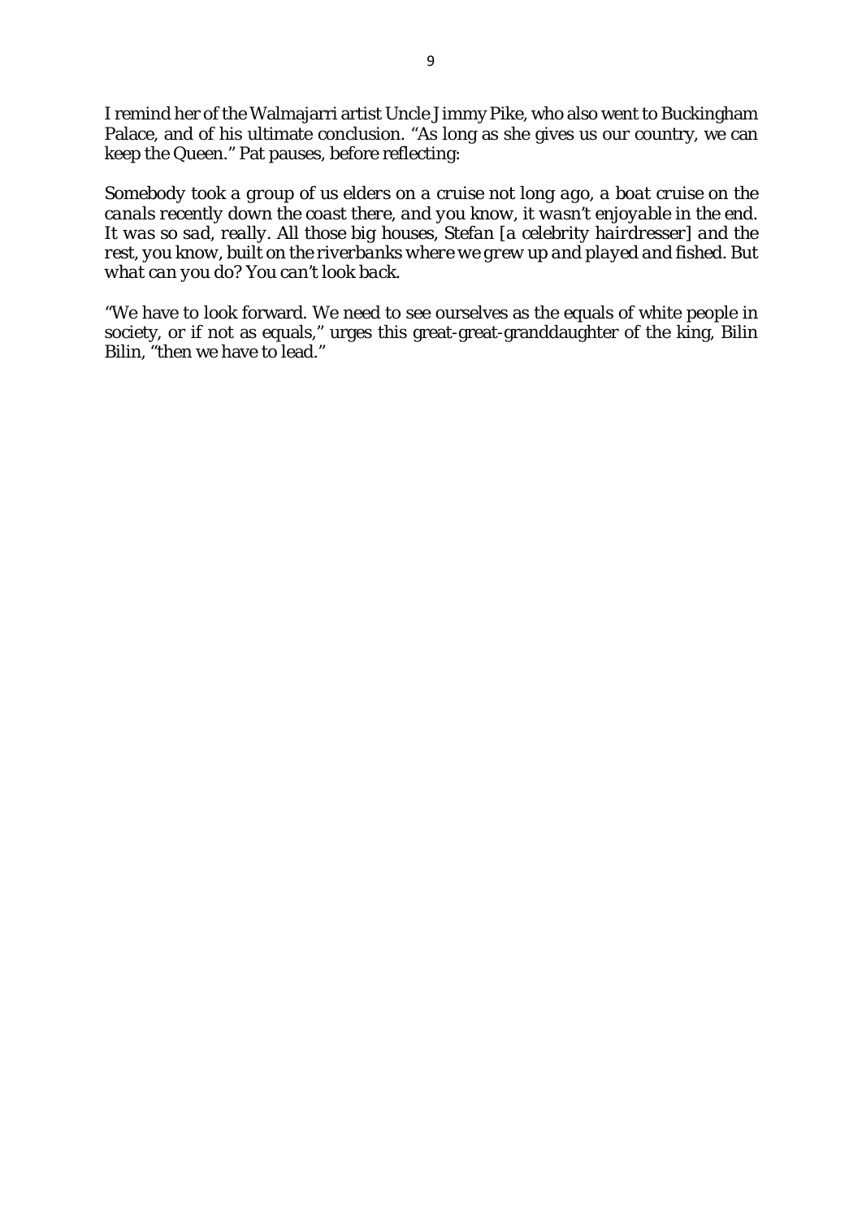I remind her of the Walmajarri artist Uncle Jimmy Pike, who also went to Buckingham Palace, and of his ultimate conclusion. "As long as she gives us our country, we can keep the Queen." Pat pauses, before reflecting:

*Somebody took a group of us elders on a cruise not long ago, a boat cruise on the canals recently down the coast there, and you know, it wasn't enjoyable in the end. It was so sad, really. All those big houses, Stefan [a celebrity hairdresser] and the rest, you know, built on the riverbanks where we grew up and played and fished. But what can you do? You can't look back.*

"We have to look forward. We need to see ourselves as the equals of white people in society, or if not as equals," urges this great-great-granddaughter of the king, Bilin Bilin, "then we have to lead."